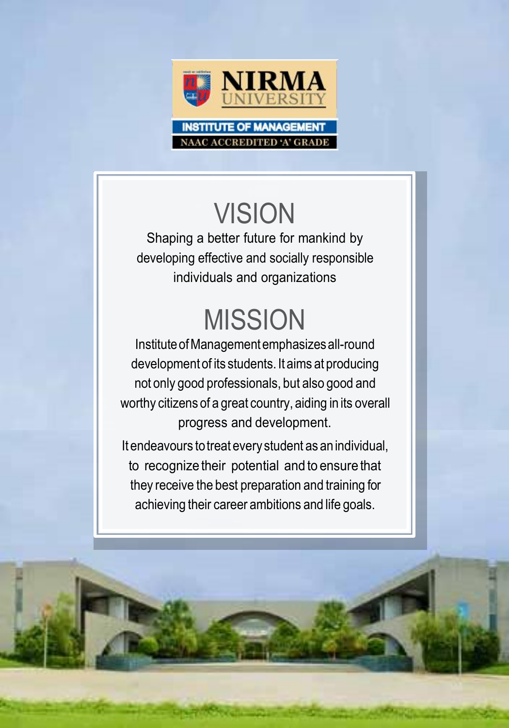NIRMA UNIVERSITY

INSTITUTE OF MANAGEMENT

NAAC ACCREDITED 'A' GRADE

# VISION

Shaping a better future for mankind by developing effective and socially responsible individuals and organizations

# MISSION

Institute of Management emphasizes all-round development of its students. It aims at producing not only good professionals, but also good and worthy citizens of a great country, aiding in its overall progress and development.

It endeavours to treat every student as an individual, to recognize their potential and to ensure that they receive the best preparation and training for achieving their career ambitions and life goals.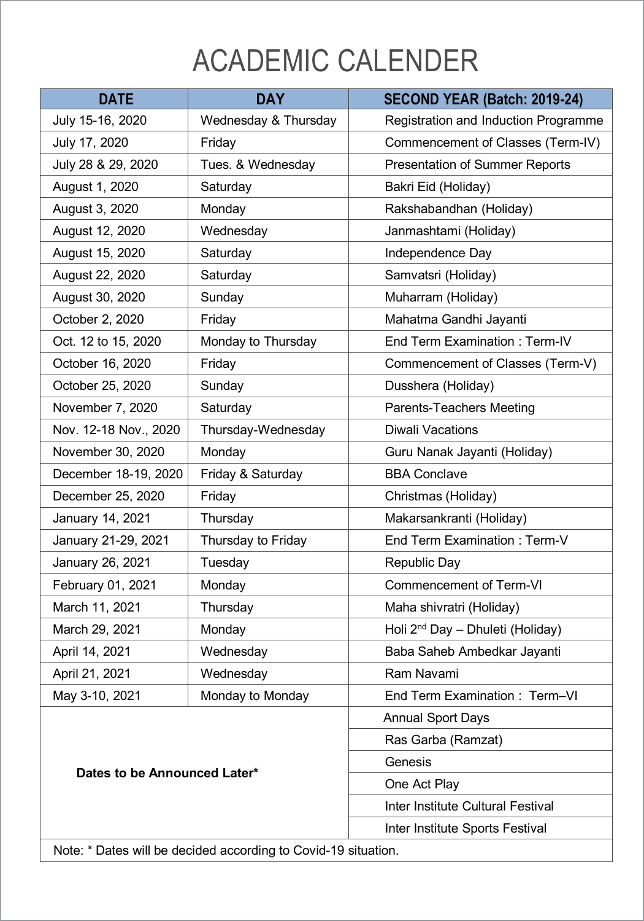# ACADEMIC CALENDER

| DATE | DAY | SECOND YEAR (Batch: 2019-24) |
|---|---|---|
| July 15-16, 2020 | Wednesday & Thursday | Registration and Induction Programme |
| July 17, 2020 | Friday | Commencement of Classes (Term-IV) |
| July 28 & 29, 2020 | Tues. & Wednesday | Presentation of Summer Reports |
| August 1, 2020 | Saturday | Bakri Eid (Holiday) |
| August 3, 2020 | Monday | Rakshabandhan (Holiday) |
| August 12, 2020 | Wednesday | Janmashtami (Holiday) |
| August 15, 2020 | Saturday | Independence Day |
| August 22, 2020 | Saturday | Samvatsri (Holiday) |
| August 30, 2020 | Sunday | Muharram (Holiday) |
| October 2, 2020 | Friday | Mahatma Gandhi Jayanti |
| Oct. 12 to 15, 2020 | Monday to Thursday | End Term Examination : Term-IV |
| October 16, 2020 | Friday | Commencement of Classes (Term-V) |
| October 25, 2020 | Sunday | Dusshera (Holiday) |
| November 7, 2020 | Saturday | Parents-Teachers Meeting |
| Nov. 12-18 Nov., 2020 | Thursday-Wednesday | Diwali Vacations |
| November 30, 2020 | Monday | Guru Nanak Jayanti (Holiday) |
| December 18-19, 2020 | Friday & Saturday | BBA Conclave |
| December 25, 2020 | Friday | Christmas (Holiday) |
| January 14, 2021 | Thursday | Makarsankranti (Holiday) |
| January 21-29, 2021 | Thursday to Friday | End Term Examination : Term-V |
| January 26, 2021 | Tuesday | Republic Day |
| February 01, 2021 | Monday | Commencement of Term-VI |
| March 11, 2021 | Thursday | Maha shivratri (Holiday) |
| March 29, 2021 | Monday | Holi 2nd Day – Dhuleti (Holiday) |
| April 14, 2021 | Wednesday | Baba Saheb Ambedkar Jayanti |
| April 21, 2021 | Wednesday | Ram Navami |
| May 3-10, 2021 | Monday to Monday | End Term Examination : Term–VI |
| **Dates to be Announced Later*** | | Annual Sport Days |
| | | Ras Garba (Ramzat) |
| | | Genesis |
| | | One Act Play |
| | | Inter Institute Cultural Festival |
| | | Inter Institute Sports Festival |

Note: * Dates will be decided according to Covid-19 situation.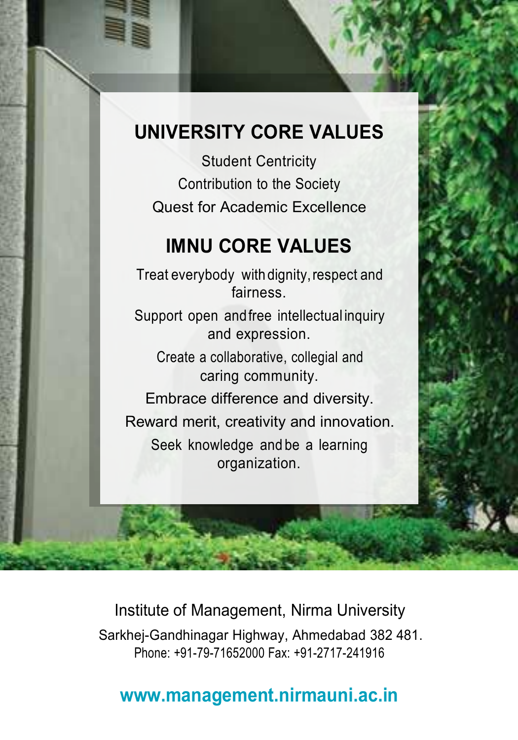## UNIVERSITY CORE VALUES

Student Centricity

Contribution to the Society

Quest for Academic Excellence

## IMNU CORE VALUES

Treat everybody with dignity, respect and fairness.

Support open and free intellectual inquiry and expression.

Create a collaborative, collegial and caring community.

Embrace difference and diversity.

Reward merit, creativity and innovation.

Seek knowledge and be a learning organization.

Institute of Management, Nirma University

Sarkhej-Gandhinagar Highway, Ahmedabad 382 481.

Phone: +91-79-71652000 Fax: +91-2717-241916

**www.management.nirmauni.ac.in**